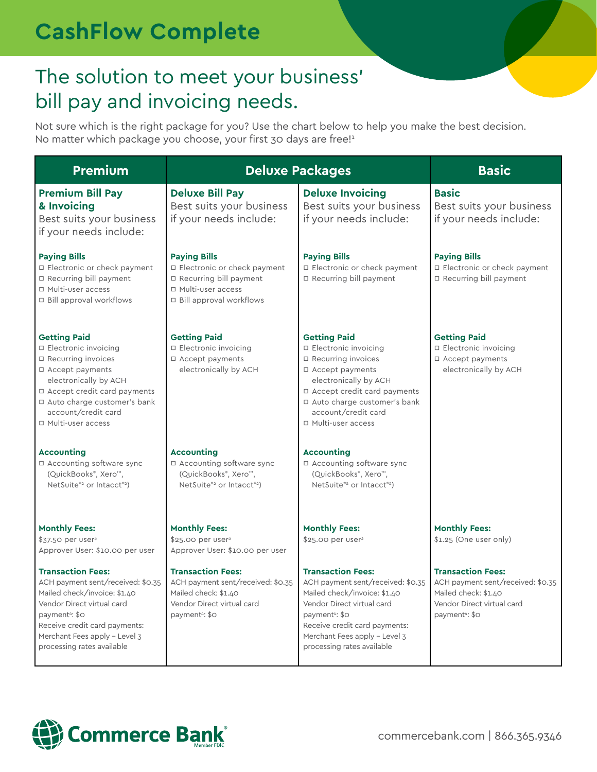# CashFlow Complete

## The solution to meet your business' bill pay and invoicing needs.

Not sure which is the right package for you? Use the chart below to help you make the best decision. No matter which package you choose, your first 30 days are free![1]

| Premium | Deluxe Packages | | Basic |
|---|---|---|---|
| **Premium Bill Pay & Invoicing**<br>Best suits your business if your needs include: | **Deluxe Bill Pay**<br>Best suits your business if your needs include: | **Deluxe Invoicing**<br>Best suits your business if your needs include: | **Basic**<br>Best suits your business if your needs include: |
| **Paying Bills**<br>☐ Electronic or check payment<br>☐ Recurring bill payment<br>☐ Multi-user access<br>☐ Bill approval workflows | **Paying Bills**<br>☐ Electronic or check payment<br>☐ Recurring bill payment<br>☐ Multi-user access<br>☐ Bill approval workflows | **Paying Bills**<br>☐ Electronic or check payment<br>☐ Recurring bill payment | **Paying Bills**<br>☐ Electronic or check payment<br>☐ Recurring bill payment |
| **Getting Paid**<br>☐ Electronic invoicing<br>☐ Recurring invoices<br>☐ Accept payments electronically by ACH<br>☐ Accept credit card payments<br>☐ Auto charge customer's bank account/credit card<br>☐ Multi-user access | **Getting Paid**<br>☐ Electronic invoicing<br>☐ Accept payments electronically by ACH | **Getting Paid**<br>☐ Electronic invoicing<br>☐ Recurring invoices<br>☐ Accept payments electronically by ACH<br>☐ Accept credit card payments<br>☐ Auto charge customer's bank account/credit card<br>☐ Multi-user access | **Getting Paid**<br>☐ Electronic invoicing<br>☐ Accept payments electronically by ACH |
| **Accounting**<br>☐ Accounting software sync (QuickBooks®, Xero™, NetSuite®[2] or Intacct®[2]) | **Accounting**<br>☐ Accounting software sync (QuickBooks®, Xero™, NetSuite®[2] or Intacct®[2]) | **Accounting**<br>☐ Accounting software sync (QuickBooks®, Xero™, NetSuite®[2] or Intacct®[2]) | |
| **Monthly Fees:**<br>$37.50 per user[3]<br>Approver User: $10.00 per user | **Monthly Fees:**<br>$25.00 per user[3]<br>Approver User: $10.00 per user | **Monthly Fees:**<br>$25.00 per user[3] | **Monthly Fees:**<br>$1.25 (One user only) |
| **Transaction Fees:**<br>ACH payment sent/received: $0.35<br>Mailed check/invoice: $1.40<br>Vendor Direct virtual card payment[4]: $0<br>Receive credit card payments: Merchant Fees apply – Level 3 processing rates available | **Transaction Fees:**<br>ACH payment sent/received: $0.35<br>Mailed check: $1.40<br>Vendor Direct virtual card payment[4]: $0 | **Transaction Fees:**<br>ACH payment sent/received: $0.35<br>Mailed check/invoice: $1.40<br>Vendor Direct virtual card payment[4]: $0<br>Receive credit card payments: Merchant Fees apply – Level 3 processing rates available | **Transaction Fees:**<br>ACH payment sent/received: $0.35<br>Mailed check: $1.40<br>Vendor Direct virtual card payment[4]: $0 |

Commerce Bank® Member FDIC

commercebank.com | 866.365.9346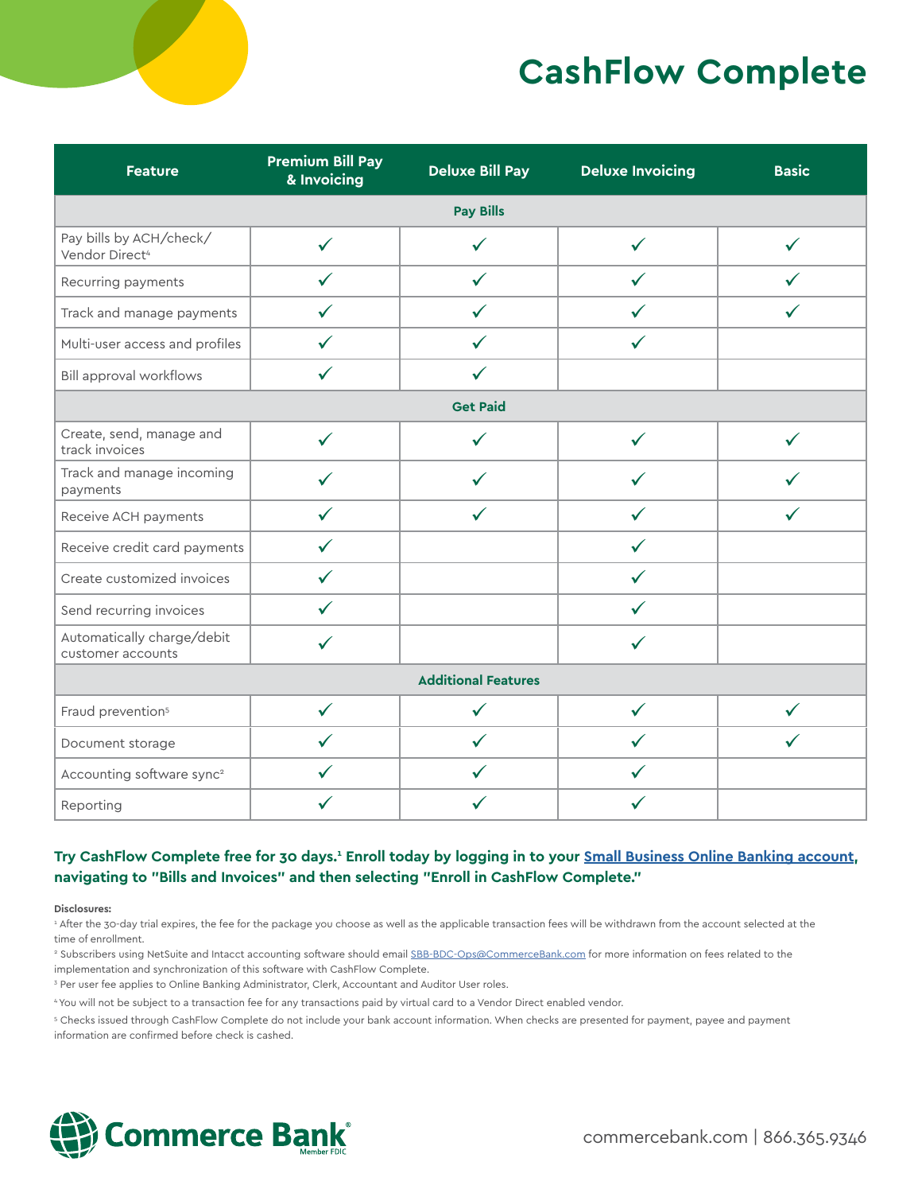# CashFlow Complete

| Feature | Premium Bill Pay & Invoicing | Deluxe Bill Pay | Deluxe Invoicing | Basic |
|---|---|---|---|---|
| **Pay Bills** | | | | |
| Pay bills by ACH/check/ Vendor Direct[4] | ✓ | ✓ | ✓ | ✓ |
| Recurring payments | ✓ | ✓ | ✓ | ✓ |
| Track and manage payments | ✓ | ✓ | ✓ | ✓ |
| Multi-user access and profiles | ✓ | ✓ | ✓ | |
| Bill approval workflows | ✓ | ✓ | | |
| **Get Paid** | | | | |
| Create, send, manage and track invoices | ✓ | ✓ | ✓ | ✓ |
| Track and manage incoming payments | ✓ | ✓ | ✓ | ✓ |
| Receive ACH payments | ✓ | ✓ | ✓ | ✓ |
| Receive credit card payments | ✓ | | ✓ | |
| Create customized invoices | ✓ | | ✓ | |
| Send recurring invoices | ✓ | | ✓ | |
| Automatically charge/debit customer accounts | ✓ | | ✓ | |
| **Additional Features** | | | | |
| Fraud prevention[5] | ✓ | ✓ | ✓ | ✓ |
| Document storage | ✓ | ✓ | ✓ | ✓ |
| Accounting software sync[2] | ✓ | ✓ | ✓ | |
| Reporting | ✓ | ✓ | ✓ | |

**Try CashFlow Complete free for 30 days.[1] Enroll today by logging in to your Small Business Online Banking account, navigating to "Bills and Invoices" and then selecting "Enroll in CashFlow Complete."**

**Disclosures:**

[1] After the 30-day trial expires, the fee for the package you choose as well as the applicable transaction fees will be withdrawn from the account selected at the time of enrollment.

[2] Subscribers using NetSuite and Intacct accounting software should email SBB-BDC-Ops@CommerceBank.com for more information on fees related to the implementation and synchronization of this software with CashFlow Complete.

[3] Per user fee applies to Online Banking Administrator, Clerk, Accountant and Auditor User roles.

[4] You will not be subject to a transaction fee for any transactions paid by virtual card to a Vendor Direct enabled vendor.

[5] Checks issued through CashFlow Complete do not include your bank account information. When checks are presented for payment, payee and payment information are confirmed before check is cashed.

Commerce Bank Member FDIC

commercebank.com | 866.365.9346